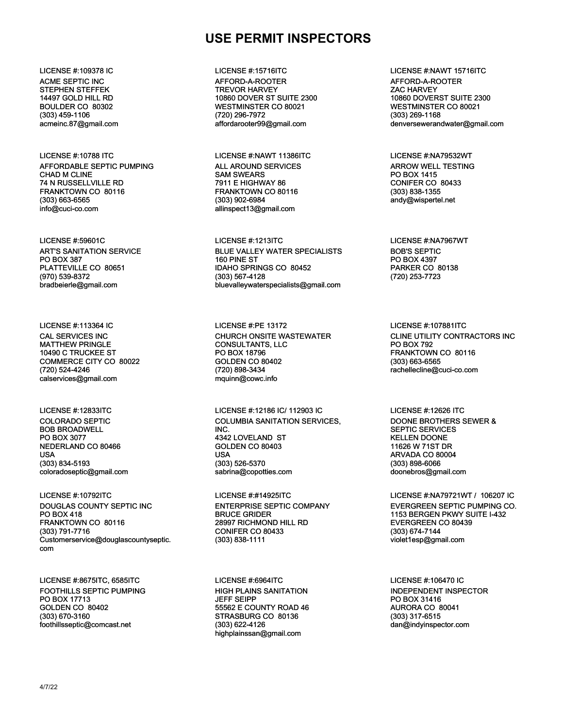# USE PERMIT INSPECTORS

LICENSE #:109378 IC
ACME SEPTIC INC
STEPHEN STEFFEK
14497 GOLD HILL RD
BOULDER CO 80302
(303) 459-1106
acmeinc.87@gmail.com

LICENSE #:15716ITC
AFFORD-A-ROOTER
TREVOR HARVEY
10860 DOVER ST SUITE 2300
WESTMINSTER CO 80021
(720) 296-7972
affordarooter99@gmail.com

LICENSE #:NAWT 15716ITC
AFFORD-A-ROOTER
ZAC HARVEY
10860 DOVERST SUITE 2300
WESTMINSTER CO 80021
(303) 269-1168
denversewerandwater@gmail.com

LICENSE #:10788 ITC
AFFORDABLE SEPTIC PUMPING
CHAD M CLINE
74 N RUSSELLVILLE RD
FRANKTOWN CO 80116
(303) 663-6565
info@cuci-co.com

LICENSE #:NAWT 11386ITC
ALL AROUND SERVICES
SAM SWEARS
7911 E HIGHWAY 86
FRANKTOWN CO 80116
(303) 902-6984
allinspect13@gmail.com

LICENSE #:NA79532WT
ARROW WELL TESTING
PO BOX 1415
CONIFER CO 80433
(303) 838-1355
andy@wispertel.net

LICENSE #:59601C
ART'S SANITATION SERVICE
PO BOX 387
PLATTEVILLE CO 80651
(970) 539-8372
bradbeierle@gmail.com

LICENSE #:1213ITC
BLUE VALLEY WATER SPECIALISTS
160 PINE ST
IDAHO SPRINGS CO 80452
(303) 567-4128
bluevalleywaterspecialists@gmail.com

LICENSE #:NA7967WT
BOB'S SEPTIC
PO BOX 4397
PARKER CO 80138
(720) 253-7723

LICENSE #:113364 IC
CAL SERVICES INC
MATTHEW PRINGLE
10490 C TRUCKEE ST
COMMERCE CITY CO 80022
(720) 524-4246
calservices@gmail.com

LICENSE #:PE 13172
CHURCH ONSITE WASTEWATER CONSULTANTS, LLC
PO BOX 18796
GOLDEN CO 80402
(720) 898-3434
mquinn@cowc.info

LICENSE #:107881ITC
CLINE UTILITY CONTRACTORS INC
PO BOX 792
FRANKTOWN CO 80116
(303) 663-6565
rachellecline@cuci-co.com

LICENSE #:12833ITC
COLORADO SEPTIC
BOB BROADWELL
PO BOX 3077
NEDERLAND CO 80466
USA
(303) 834-5193
coloradoseptic@gmail.com

LICENSE #:12186 IC/ 112903 IC
COLUMBIA SANITATION SERVICES, INC.
4342 LOVELAND ST
GOLDEN CO 80403
USA
(303) 526-5370
sabrina@copotties.com

LICENSE #:12626 ITC
DOONE BROTHERS SEWER & SEPTIC SERVICES
KELLEN DOONE
11626 W 71ST DR
ARVADA CO 80004
(303) 898-6066
doonebros@gmail.com

LICENSE #:10792ITC
DOUGLAS COUNTY SEPTIC INC
PO BOX 418
FRANKTOWN CO 80116
(303) 791-7716
Customerservice@douglascountyseptic.com

LICENSE #:#14925ITC
ENTERPRISE SEPTIC COMPANY
BRUCE GRIDER
28997 RICHMOND HILL RD
CONIFER CO 80433
(303) 838-1111

LICENSE #:NA79721WT / 106207 IC
EVERGREEN SEPTIC PUMPING CO.
1153 BERGEN PKWY SUITE I-432
EVERGREEN CO 80439
(303) 674-7144
violet1esp@gmail.com

LICENSE #:8675ITC, 6585ITC
FOOTHILLS SEPTIC PUMPING
PO BOX 17713
GOLDEN CO 80402
(303) 670-3160
foothillsseptic@comcast.net

LICENSE #:6964ITC
HIGH PLAINS SANITATION
JEFF SEIPP
55562 E COUNTY ROAD 46
STRASBURG CO 80136
(303) 622-4126
highplainssan@gmail.com

LICENSE #:106470 IC
INDEPENDENT INSPECTOR
PO BOX 31416
AURORA CO 80041
(303) 317-6515
dan@indyinspector.com

4/7/22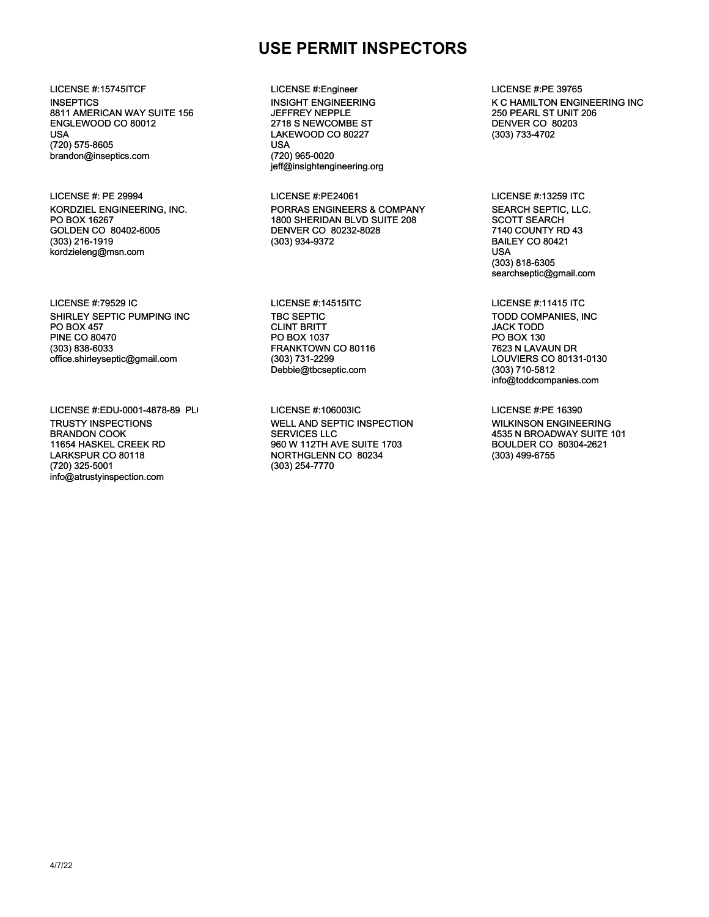# USE PERMIT INSPECTORS

LICENSE #:15745ITCF
INSEPTICS
8811 AMERICAN WAY SUITE 156
ENGLEWOOD CO 80012
USA
(720) 575-8605
brandon@inseptics.com

LICENSE #:Engineer
INSIGHT ENGINEERING
JEFFREY NEPPLE
2718 S NEWCOMBE ST
LAKEWOOD CO 80227
USA
(720) 965-0020
jeff@insightengineering.org

LICENSE #:PE 39765
K C HAMILTON ENGINEERING INC
250 PEARL ST UNIT 206
DENVER CO 80203
(303) 733-4702

LICENSE #: PE 29994
KORDZIEL ENGINEERING, INC.
PO BOX 16267
GOLDEN CO 80402-6005
(303) 216-1919
kordzieleng@msn.com

LICENSE #:PE24061
PORRAS ENGINEERS & COMPANY
1800 SHERIDAN BLVD SUITE 208
DENVER CO 80232-8028
(303) 934-9372

LICENSE #:13259 ITC
SEARCH SEPTIC, LLC.
SCOTT SEARCH
7140 COUNTY RD 43
BAILEY CO 80421
USA
(303) 818-6305
searchseptic@gmail.com

LICENSE #:79529 IC
SHIRLEY SEPTIC PUMPING INC
PO BOX 457
PINE CO 80470
(303) 838-6033
office.shirleyseptic@gmail.com

LICENSE #:14515ITC
TBC SEPTIC
CLINT BRITT
PO BOX 1037
FRANKTOWN CO 80116
(303) 731-2299
Debbie@tbcseptic.com

LICENSE #:11415 ITC
TODD COMPANIES, INC
JACK TODD
PO BOX 130
7623 N LAVAUN DR
LOUVIERS CO 80131-0130
(303) 710-5812
info@toddcompanies.com

LICENSE #:EDU-0001-4878-89 PL
TRUSTY INSPECTIONS
BRANDON COOK
11654 HASKEL CREEK RD
LARKSPUR CO 80118
(720) 325-5001
info@atrustyinspection.com

LICENSE #:106003IC
WELL AND SEPTIC INSPECTION SERVICES LLC
960 W 112TH AVE SUITE 1703
NORTHGLENN CO 80234
(303) 254-7770

LICENSE #:PE 16390
WILKINSON ENGINEERING
4535 N BROADWAY SUITE 101
BOULDER CO 80304-2621
(303) 499-6755

4/7/22